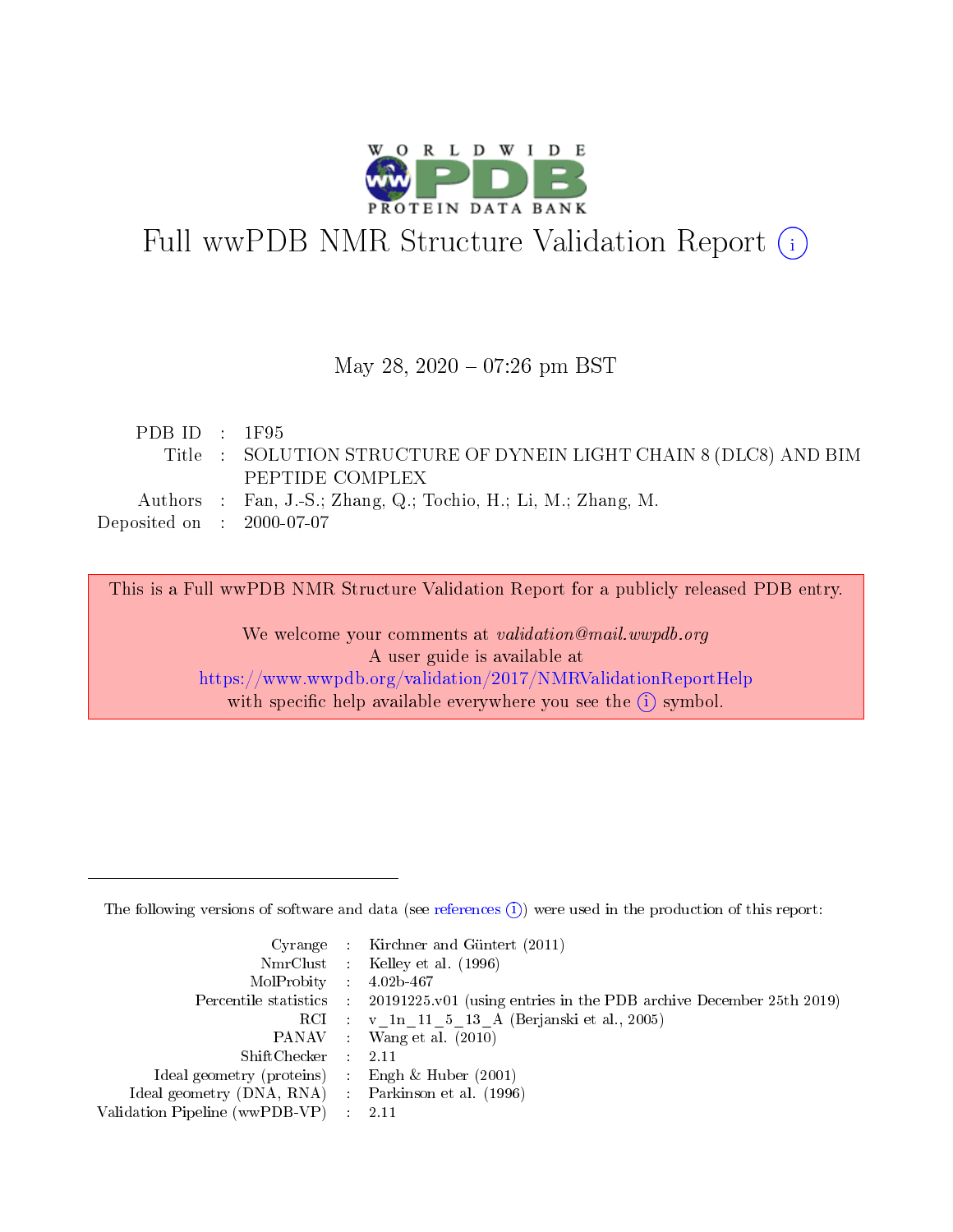# Full wwPDB NMR Structure Validation Report (i)

May 28, 2020 – 07:26 pm BST

| | | |
|---|---|---|
| PDB ID | : | 1F95 |
| Title | : | SOLUTION STRUCTURE OF DYNEIN LIGHT CHAIN 8 (DLC8) AND BIM PEPTIDE COMPLEX |
| Authors | : | Fan, J.-S.; Zhang, Q.; Tochio, H.; Li, M.; Zhang, M. |
| Deposited on | : | 2000-07-07 |

This is a Full wwPDB NMR Structure Validation Report for a publicly released PDB entry.

We welcome your comments at *validation@mail.wwpdb.org*
A user guide is available at
https://www.wwpdb.org/validation/2017/NMRValidationReportHelp
with specific help available everywhere you see the (i) symbol.

---

The following versions of software and data (see references (i)) were used in the production of this report:

| | | |
|---|---|---|
| Cyrange | : | Kirchner and Güntert (2011) |
| NmrClust | : | Kelley et al. (1996) |
| MolProbity | : | 4.02b-467 |
| Percentile statistics | : | 20191225.v01 (using entries in the PDB archive December 25th 2019) |
| RCI | : | v_1n_11_5_13_A (Berjanski et al., 2005) |
| PANAV | : | Wang et al. (2010) |
| ShiftChecker | : | 2.11 |
| Ideal geometry (proteins) | : | Engh & Huber (2001) |
| Ideal geometry (DNA, RNA) | : | Parkinson et al. (1996) |
| Validation Pipeline (wwPDB-VP) | : | 2.11 |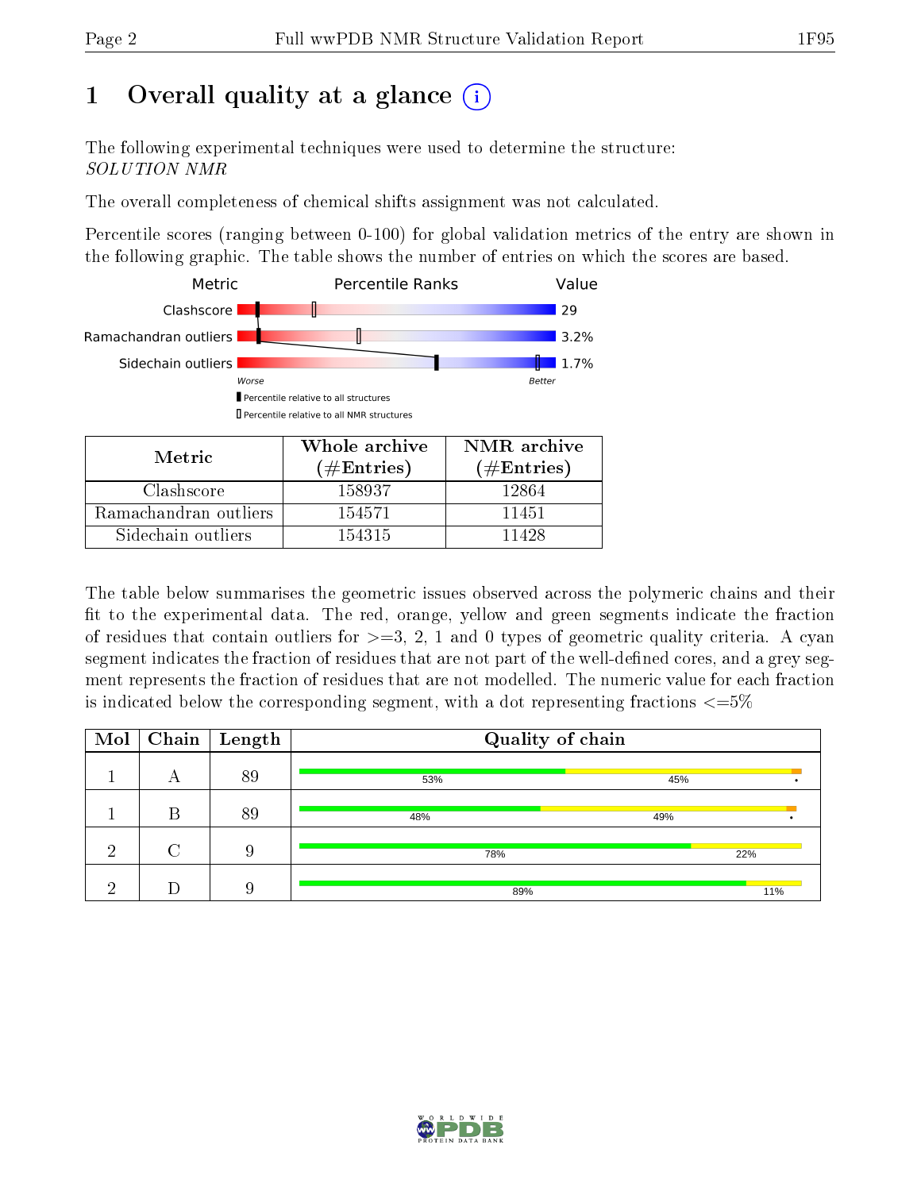# 1 Overall quality at a glance (i)

The following experimental techniques were used to determine the structure:
*SOLUTION NMR*

The overall completeness of chemical shifts assignment was not calculated.

Percentile scores (ranging between 0-100) for global validation metrics of the entry are shown in the following graphic. The table shows the number of entries on which the scores are based.

| Metric | Value |
|---|---|
| Clashscore | 29 |
| Ramachandran outliers | 3.2% |
| Sidechain outliers | 1.7% |

Worse — Better

▮ Percentile relative to all structures

▯ Percentile relative to all NMR structures

| Metric | Whole archive (#Entries) | NMR archive (#Entries) |
|---|---|---|
| Clashscore | 158937 | 12864 |
| Ramachandran outliers | 154571 | 11451 |
| Sidechain outliers | 154315 | 11428 |

The table below summarises the geometric issues observed across the polymeric chains and their fit to the experimental data. The red, orange, yellow and green segments indicate the fraction of residues that contain outliers for >=3, 2, 1 and 0 types of geometric quality criteria. A cyan segment indicates the fraction of residues that are not part of the well-defined cores, and a grey segment represents the fraction of residues that are not modelled. The numeric value for each fraction is indicated below the corresponding segment, with a dot representing fractions <=5%

| Mol | Chain | Length | Quality of chain |
|---|---|---|---|
| 1 | A | 89 | 53% · 45% · • |
| 1 | B | 89 | 48% · 49% · • |
| 2 | C | 9 | 78% · 22% |
| 2 | D | 9 | 89% · 11% |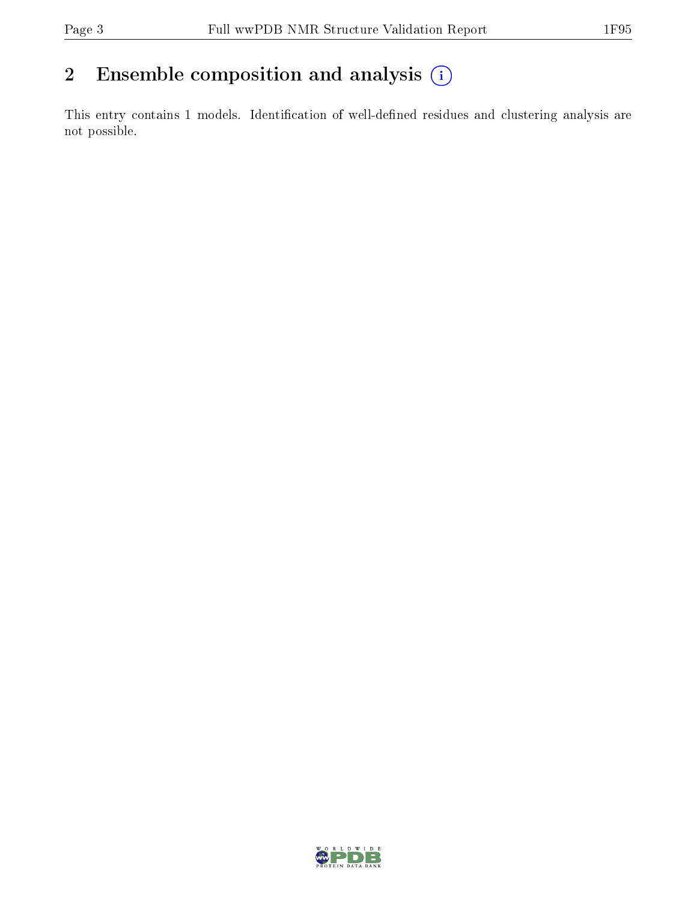# 2 Ensemble composition and analysis

This entry contains 1 models. Identification of well-defined residues and clustering analysis are not possible.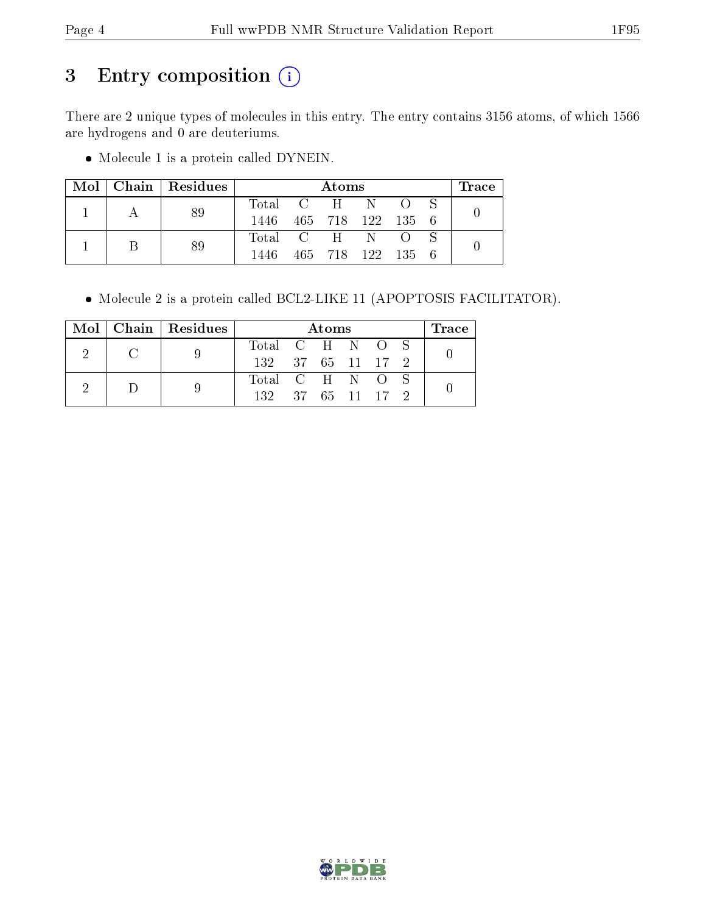# 3 Entry composition

There are 2 unique types of molecules in this entry. The entry contains 3156 atoms, of which 1566 are hydrogens and 0 are deuteriums.

- Molecule 1 is a protein called DYNEIN.

| Mol | Chain | Residues | Atoms | | | | | | Trace |
|---|---|---|---|---|---|---|---|---|---|
| | | | Total | C | H | N | O | S | |
| 1 | A | 89 | 1446 | 465 | 718 | 122 | 135 | 6 | 0 |
| 1 | B | 89 | 1446 | 465 | 718 | 122 | 135 | 6 | 0 |

- Molecule 2 is a protein called BCL2-LIKE 11 (APOPTOSIS FACILITATOR).

| Mol | Chain | Residues | Atoms | | | | | | Trace |
|---|---|---|---|---|---|---|---|---|---|
| | | | Total | C | H | N | O | S | |
| 2 | C | 9 | 132 | 37 | 65 | 11 | 17 | 2 | 0 |
| 2 | D | 9 | 132 | 37 | 65 | 11 | 17 | 2 | 0 |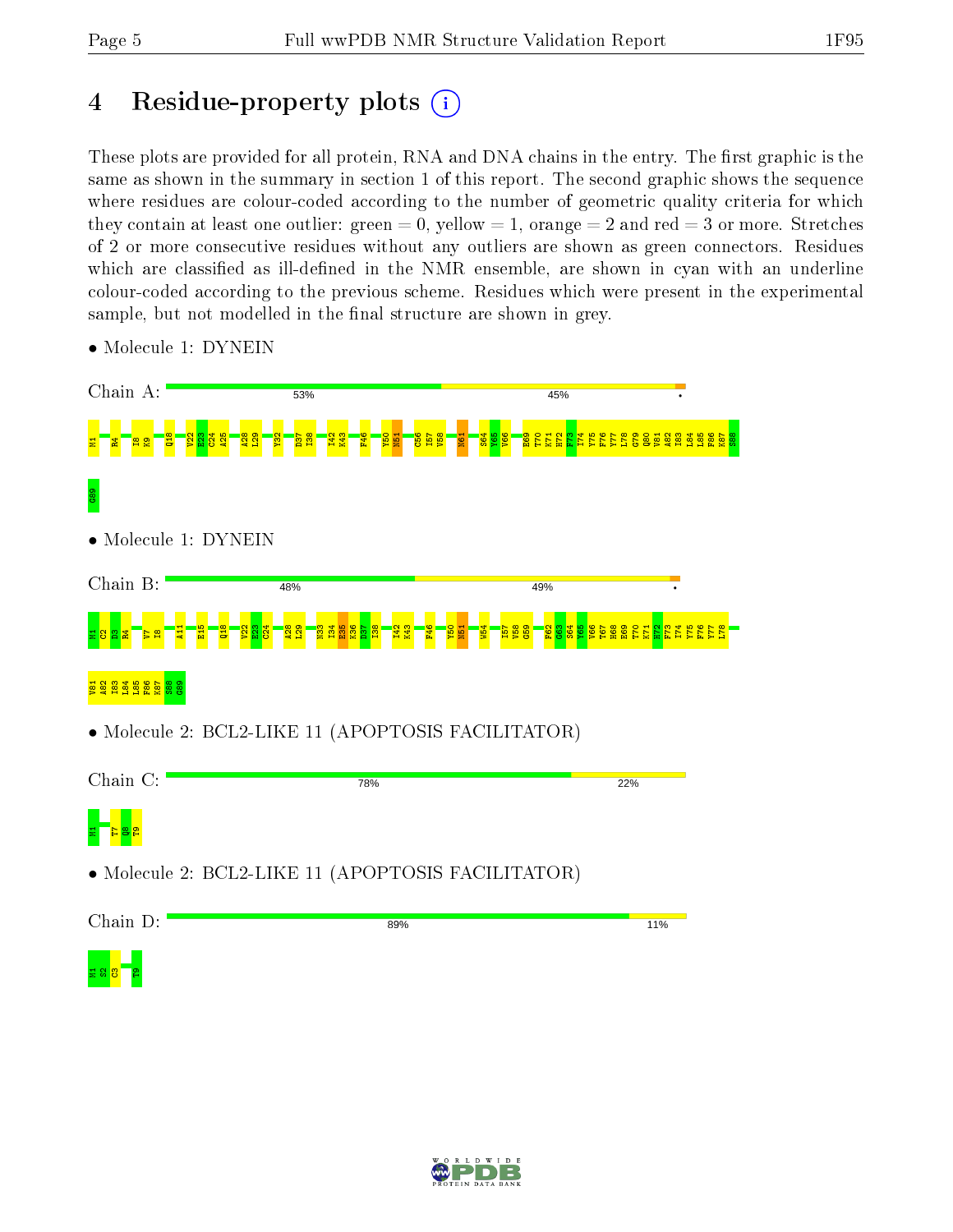# 4 Residue-property plots (i)

These plots are provided for all protein, RNA and DNA chains in the entry. The first graphic is the same as shown in the summary in section 1 of this report. The second graphic shows the sequence where residues are colour-coded according to the number of geometric quality criteria for which they contain at least one outlier: green = 0, yellow = 1, orange = 2 and red = 3 or more. Stretches of 2 or more consecutive residues without any outliers are shown as green connectors. Residues which are classified as ill-defined in the NMR ensemble, are shown in cyan with an underline colour-coded according to the previous scheme. Residues which were present in the experimental sample, but not modelled in the final structure are shown in grey.

- Molecule 1: DYNEIN

Chain A: 53% | 45% | •

M1 R4 I8 K9 Q18 V22 E23 C24 A25 A28 L29 Y32 D37 I38 I42 K43 F46 Y50 N51 C56 I57 V58 N61 S64 Y65 V66 E69 T70 K71 H72 F73 I74 Y75 F76 Y77 L78 G79 Q80 V81 A82 I83 L84 L85 F86 K87 S88 G89

- Molecule 1: DYNEIN

Chain B: 48% | 49% | •

M1 C2 D3 R4 V7 I8 A11 E15 Q18 V22 E23 C24 A28 L29 N33 I34 E35 K36 D37 I38 I42 K43 F46 Y50 N51 W54 I57 V58 G59 F62 G63 S64 Y65 V66 T67 H68 E69 T70 K71 H72 F73 I74 Y75 F76 Y77 L78 V81 A82 I83 L84 L85 F86 K87 S88 G89

- Molecule 2: BCL2-LIKE 11 (APOPTOSIS FACILITATOR)

Chain C: 78% | 22%

M1 T7 Q8 T9

- Molecule 2: BCL2-LIKE 11 (APOPTOSIS FACILITATOR)

Chain D: 89% | 11%

M1 S2 C3 T9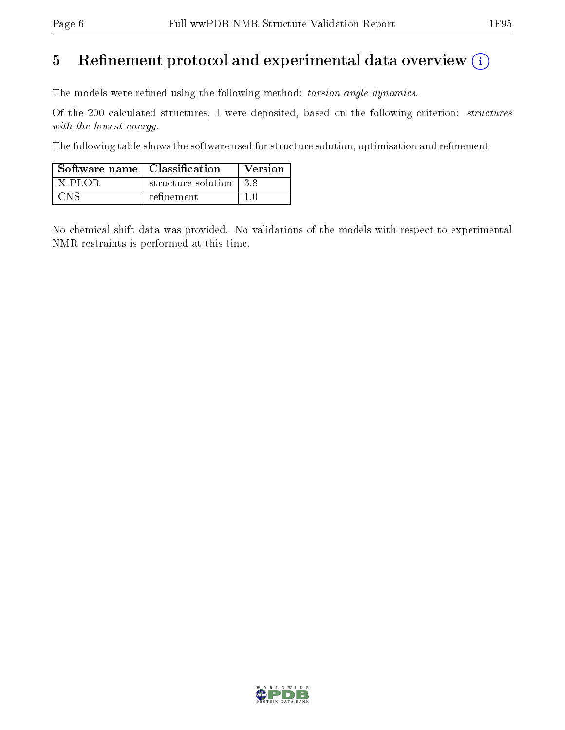# 5 Refinement protocol and experimental data overview (i)

The models were refined using the following method: *torsion angle dynamics*.

Of the 200 calculated structures, 1 were deposited, based on the following criterion: *structures with the lowest energy*.

The following table shows the software used for structure solution, optimisation and refinement.

| Software name | Classification | Version |
|---|---|---|
| X-PLOR | structure solution | 3.8 |
| CNS | refinement | 1.0 |

No chemical shift data was provided. No validations of the models with respect to experimental NMR restraints is performed at this time.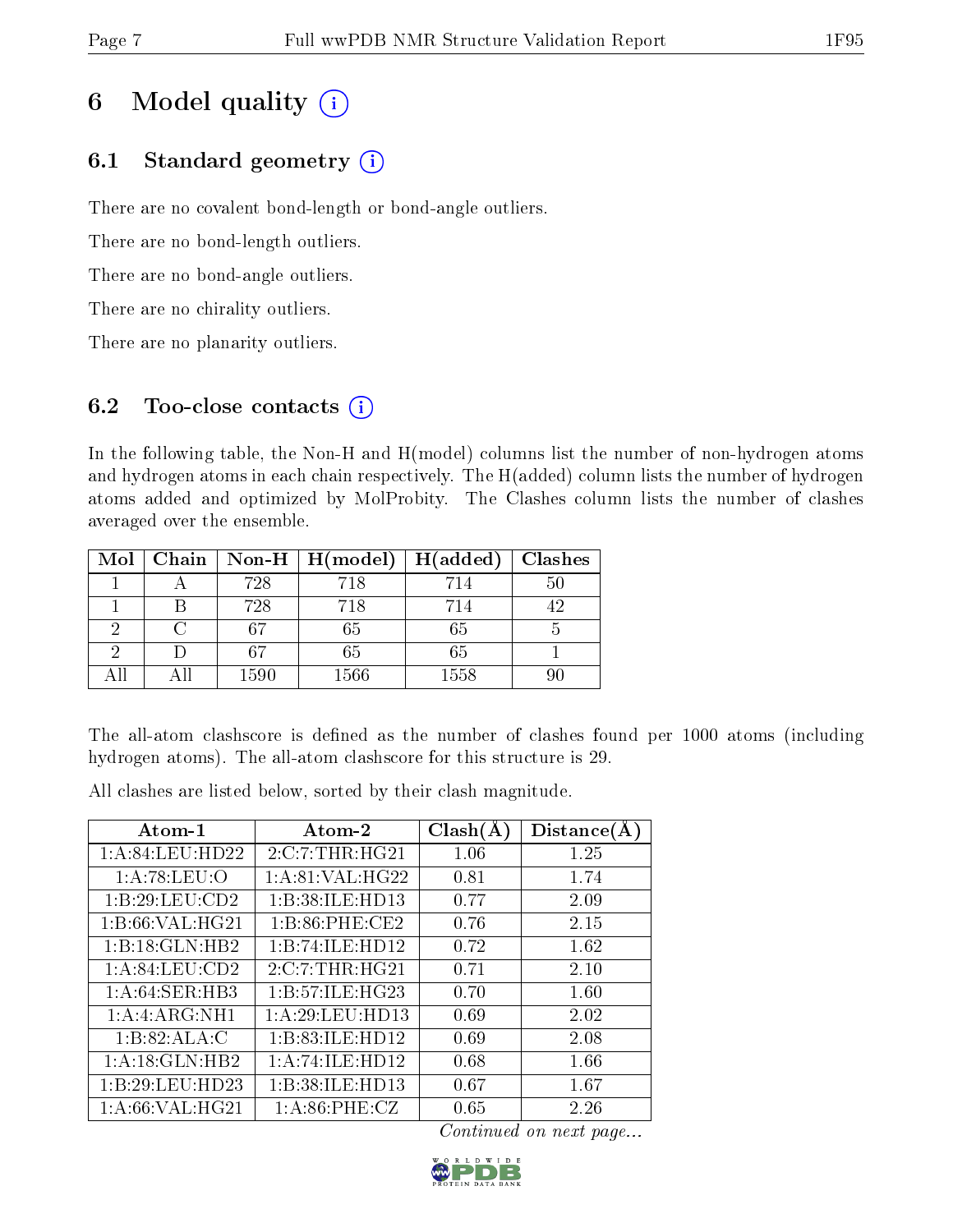# 6 Model quality (i)

## 6.1 Standard geometry (i)

There are no covalent bond-length or bond-angle outliers.

There are no bond-length outliers.

There are no bond-angle outliers.

There are no chirality outliers.

There are no planarity outliers.

## 6.2 Too-close contacts (i)

In the following table, the Non-H and H(model) columns list the number of non-hydrogen atoms and hydrogen atoms in each chain respectively. The H(added) column lists the number of hydrogen atoms added and optimized by MolProbity. The Clashes column lists the number of clashes averaged over the ensemble.

| Mol | Chain | Non-H | H(model) | H(added) | Clashes |
|---|---|---|---|---|---|
| 1 | A | 728 | 718 | 714 | 50 |
| 1 | B | 728 | 718 | 714 | 42 |
| 2 | C | 67 | 65 | 65 | 5 |
| 2 | D | 67 | 65 | 65 | 1 |
| All | All | 1590 | 1566 | 1558 | 90 |

The all-atom clashscore is defined as the number of clashes found per 1000 atoms (including hydrogen atoms). The all-atom clashscore for this structure is 29.

All clashes are listed below, sorted by their clash magnitude.

| Atom-1 | Atom-2 | Clash(Å) | Distance(Å) |
|---|---|---|---|
| 1:A:84:LEU:HD22 | 2:C:7:THR:HG21 | 1.06 | 1.25 |
| 1:A:78:LEU:O | 1:A:81:VAL:HG22 | 0.81 | 1.74 |
| 1:B:29:LEU:CD2 | 1:B:38:ILE:HD13 | 0.77 | 2.09 |
| 1:B:66:VAL:HG21 | 1:B:86:PHE:CE2 | 0.76 | 2.15 |
| 1:B:18:GLN:HB2 | 1:B:74:ILE:HD12 | 0.72 | 1.62 |
| 1:A:84:LEU:CD2 | 2:C:7:THR:HG21 | 0.71 | 2.10 |
| 1:A:64:SER:HB3 | 1:B:57:ILE:HG23 | 0.70 | 1.60 |
| 1:A:4:ARG:NH1 | 1:A:29:LEU:HD13 | 0.69 | 2.02 |
| 1:B:82:ALA:C | 1:B:83:ILE:HD12 | 0.69 | 2.08 |
| 1:A:18:GLN:HB2 | 1:A:74:ILE:HD12 | 0.68 | 1.66 |
| 1:B:29:LEU:HD23 | 1:B:38:ILE:HD13 | 0.67 | 1.67 |
| 1:A:66:VAL:HG21 | 1:A:86:PHE:CZ | 0.65 | 2.26 |

*Continued on next page...*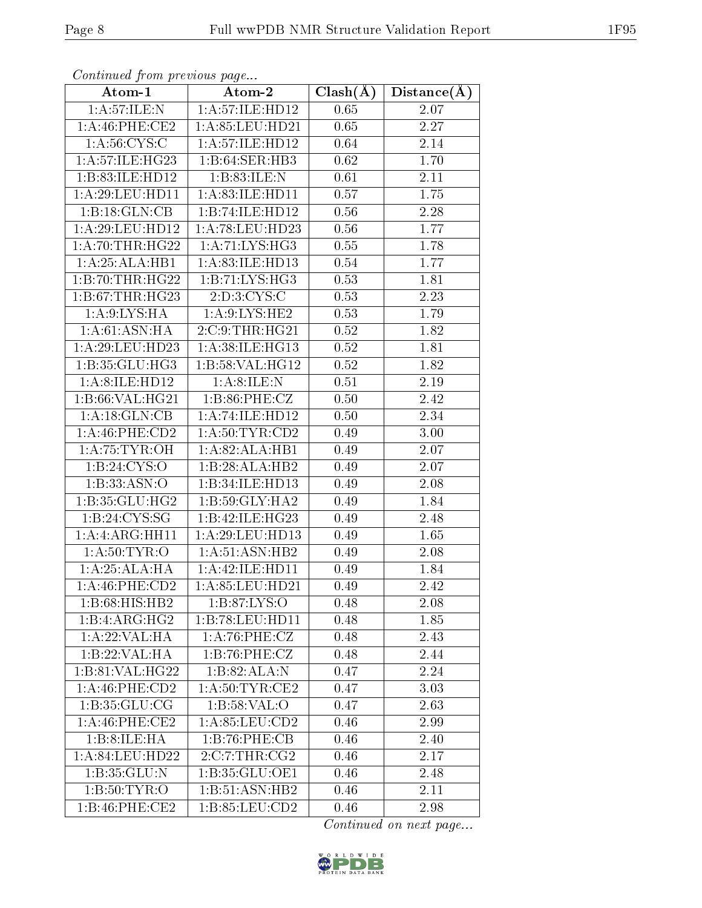*Continued from previous page...*

| Atom-1 | Atom-2 | Clash(Å) | Distance(Å) |
| --- | --- | --- | --- |
| 1:A:57:ILE:N | 1:A:57:ILE:HD12 | 0.65 | 2.07 |
| 1:A:46:PHE:CE2 | 1:A:85:LEU:HD21 | 0.65 | 2.27 |
| 1:A:56:CYS:C | 1:A:57:ILE:HD12 | 0.64 | 2.14 |
| 1:A:57:ILE:HG23 | 1:B:64:SER:HB3 | 0.62 | 1.70 |
| 1:B:83:ILE:HD12 | 1:B:83:ILE:N | 0.61 | 2.11 |
| 1:A:29:LEU:HD11 | 1:A:83:ILE:HD11 | 0.57 | 1.75 |
| 1:B:18:GLN:CB | 1:B:74:ILE:HD12 | 0.56 | 2.28 |
| 1:A:29:LEU:HD12 | 1:A:78:LEU:HD23 | 0.56 | 1.77 |
| 1:A:70:THR:HG22 | 1:A:71:LYS:HG3 | 0.55 | 1.78 |
| 1:A:25:ALA:HB1 | 1:A:83:ILE:HD13 | 0.54 | 1.77 |
| 1:B:70:THR:HG22 | 1:B:71:LYS:HG3 | 0.53 | 1.81 |
| 1:B:67:THR:HG23 | 2:D:3:CYS:C | 0.53 | 2.23 |
| 1:A:9:LYS:HA | 1:A:9:LYS:HE2 | 0.53 | 1.79 |
| 1:A:61:ASN:HA | 2:C:9:THR:HG21 | 0.52 | 1.82 |
| 1:A:29:LEU:HD23 | 1:A:38:ILE:HG13 | 0.52 | 1.81 |
| 1:B:35:GLU:HG3 | 1:B:58:VAL:HG12 | 0.52 | 1.82 |
| 1:A:8:ILE:HD12 | 1:A:8:ILE:N | 0.51 | 2.19 |
| 1:B:66:VAL:HG21 | 1:B:86:PHE:CZ | 0.50 | 2.42 |
| 1:A:18:GLN:CB | 1:A:74:ILE:HD12 | 0.50 | 2.34 |
| 1:A:46:PHE:CD2 | 1:A:50:TYR:CD2 | 0.49 | 3.00 |
| 1:A:75:TYR:OH | 1:A:82:ALA:HB1 | 0.49 | 2.07 |
| 1:B:24:CYS:O | 1:B:28:ALA:HB2 | 0.49 | 2.07 |
| 1:B:33:ASN:O | 1:B:34:ILE:HD13 | 0.49 | 2.08 |
| 1:B:35:GLU:HG2 | 1:B:59:GLY:HA2 | 0.49 | 1.84 |
| 1:B:24:CYS:SG | 1:B:42:ILE:HG23 | 0.49 | 2.48 |
| 1:A:4:ARG:HH11 | 1:A:29:LEU:HD13 | 0.49 | 1.65 |
| 1:A:50:TYR:O | 1:A:51:ASN:HB2 | 0.49 | 2.08 |
| 1:A:25:ALA:HA | 1:A:42:ILE:HD11 | 0.49 | 1.84 |
| 1:A:46:PHE:CD2 | 1:A:85:LEU:HD21 | 0.49 | 2.42 |
| 1:B:68:HIS:HB2 | 1:B:87:LYS:O | 0.48 | 2.08 |
| 1:B:4:ARG:HG2 | 1:B:78:LEU:HD11 | 0.48 | 1.85 |
| 1:A:22:VAL:HA | 1:A:76:PHE:CZ | 0.48 | 2.43 |
| 1:B:22:VAL:HA | 1:B:76:PHE:CZ | 0.48 | 2.44 |
| 1:B:81:VAL:HG22 | 1:B:82:ALA:N | 0.47 | 2.24 |
| 1:A:46:PHE:CD2 | 1:A:50:TYR:CE2 | 0.47 | 3.03 |
| 1:B:35:GLU:CG | 1:B:58:VAL:O | 0.47 | 2.63 |
| 1:A:46:PHE:CE2 | 1:A:85:LEU:CD2 | 0.46 | 2.99 |
| 1:B:8:ILE:HA | 1:B:76:PHE:CB | 0.46 | 2.40 |
| 1:A:84:LEU:HD22 | 2:C:7:THR:CG2 | 0.46 | 2.17 |
| 1:B:35:GLU:N | 1:B:35:GLU:OE1 | 0.46 | 2.48 |
| 1:B:50:TYR:O | 1:B:51:ASN:HB2 | 0.46 | 2.11 |
| 1:B:46:PHE:CE2 | 1:B:85:LEU:CD2 | 0.46 | 2.98 |

*Continued on next page...*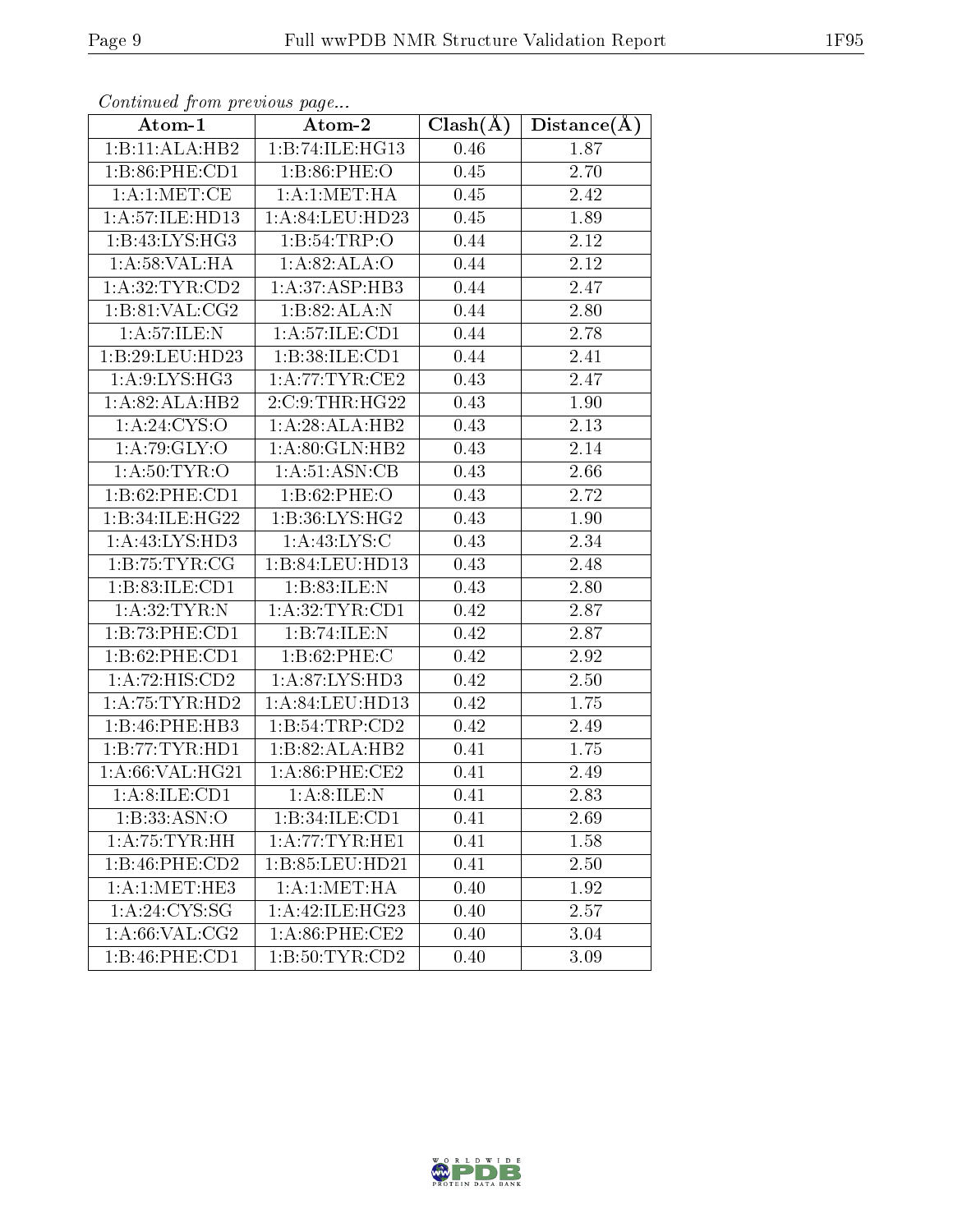*Continued from previous page...*

| Atom-1 | Atom-2 | Clash(Å) | Distance(Å) |
|---|---|---|---|
| 1:B:11:ALA:HB2 | 1:B:74:ILE:HG13 | 0.46 | 1.87 |
| 1:B:86:PHE:CD1 | 1:B:86:PHE:O | 0.45 | 2.70 |
| 1:A:1:MET:CE | 1:A:1:MET:HA | 0.45 | 2.42 |
| 1:A:57:ILE:HD13 | 1:A:84:LEU:HD23 | 0.45 | 1.89 |
| 1:B:43:LYS:HG3 | 1:B:54:TRP:O | 0.44 | 2.12 |
| 1:A:58:VAL:HA | 1:A:82:ALA:O | 0.44 | 2.12 |
| 1:A:32:TYR:CD2 | 1:A:37:ASP:HB3 | 0.44 | 2.47 |
| 1:B:81:VAL:CG2 | 1:B:82:ALA:N | 0.44 | 2.80 |
| 1:A:57:ILE:N | 1:A:57:ILE:CD1 | 0.44 | 2.78 |
| 1:B:29:LEU:HD23 | 1:B:38:ILE:CD1 | 0.44 | 2.41 |
| 1:A:9:LYS:HG3 | 1:A:77:TYR:CE2 | 0.43 | 2.47 |
| 1:A:82:ALA:HB2 | 2:C:9:THR:HG22 | 0.43 | 1.90 |
| 1:A:24:CYS:O | 1:A:28:ALA:HB2 | 0.43 | 2.13 |
| 1:A:79:GLY:O | 1:A:80:GLN:HB2 | 0.43 | 2.14 |
| 1:A:50:TYR:O | 1:A:51:ASN:CB | 0.43 | 2.66 |
| 1:B:62:PHE:CD1 | 1:B:62:PHE:O | 0.43 | 2.72 |
| 1:B:34:ILE:HG22 | 1:B:36:LYS:HG2 | 0.43 | 1.90 |
| 1:A:43:LYS:HD3 | 1:A:43:LYS:C | 0.43 | 2.34 |
| 1:B:75:TYR:CG | 1:B:84:LEU:HD13 | 0.43 | 2.48 |
| 1:B:83:ILE:CD1 | 1:B:83:ILE:N | 0.43 | 2.80 |
| 1:A:32:TYR:N | 1:A:32:TYR:CD1 | 0.42 | 2.87 |
| 1:B:73:PHE:CD1 | 1:B:74:ILE:N | 0.42 | 2.87 |
| 1:B:62:PHE:CD1 | 1:B:62:PHE:C | 0.42 | 2.92 |
| 1:A:72:HIS:CD2 | 1:A:87:LYS:HD3 | 0.42 | 2.50 |
| 1:A:75:TYR:HD2 | 1:A:84:LEU:HD13 | 0.42 | 1.75 |
| 1:B:46:PHE:HB3 | 1:B:54:TRP:CD2 | 0.42 | 2.49 |
| 1:B:77:TYR:HD1 | 1:B:82:ALA:HB2 | 0.41 | 1.75 |
| 1:A:66:VAL:HG21 | 1:A:86:PHE:CE2 | 0.41 | 2.49 |
| 1:A:8:ILE:CD1 | 1:A:8:ILE:N | 0.41 | 2.83 |
| 1:B:33:ASN:O | 1:B:34:ILE:CD1 | 0.41 | 2.69 |
| 1:A:75:TYR:HH | 1:A:77:TYR:HE1 | 0.41 | 1.58 |
| 1:B:46:PHE:CD2 | 1:B:85:LEU:HD21 | 0.41 | 2.50 |
| 1:A:1:MET:HE3 | 1:A:1:MET:HA | 0.40 | 1.92 |
| 1:A:24:CYS:SG | 1:A:42:ILE:HG23 | 0.40 | 2.57 |
| 1:A:66:VAL:CG2 | 1:A:86:PHE:CE2 | 0.40 | 3.04 |
| 1:B:46:PHE:CD1 | 1:B:50:TYR:CD2 | 0.40 | 3.09 |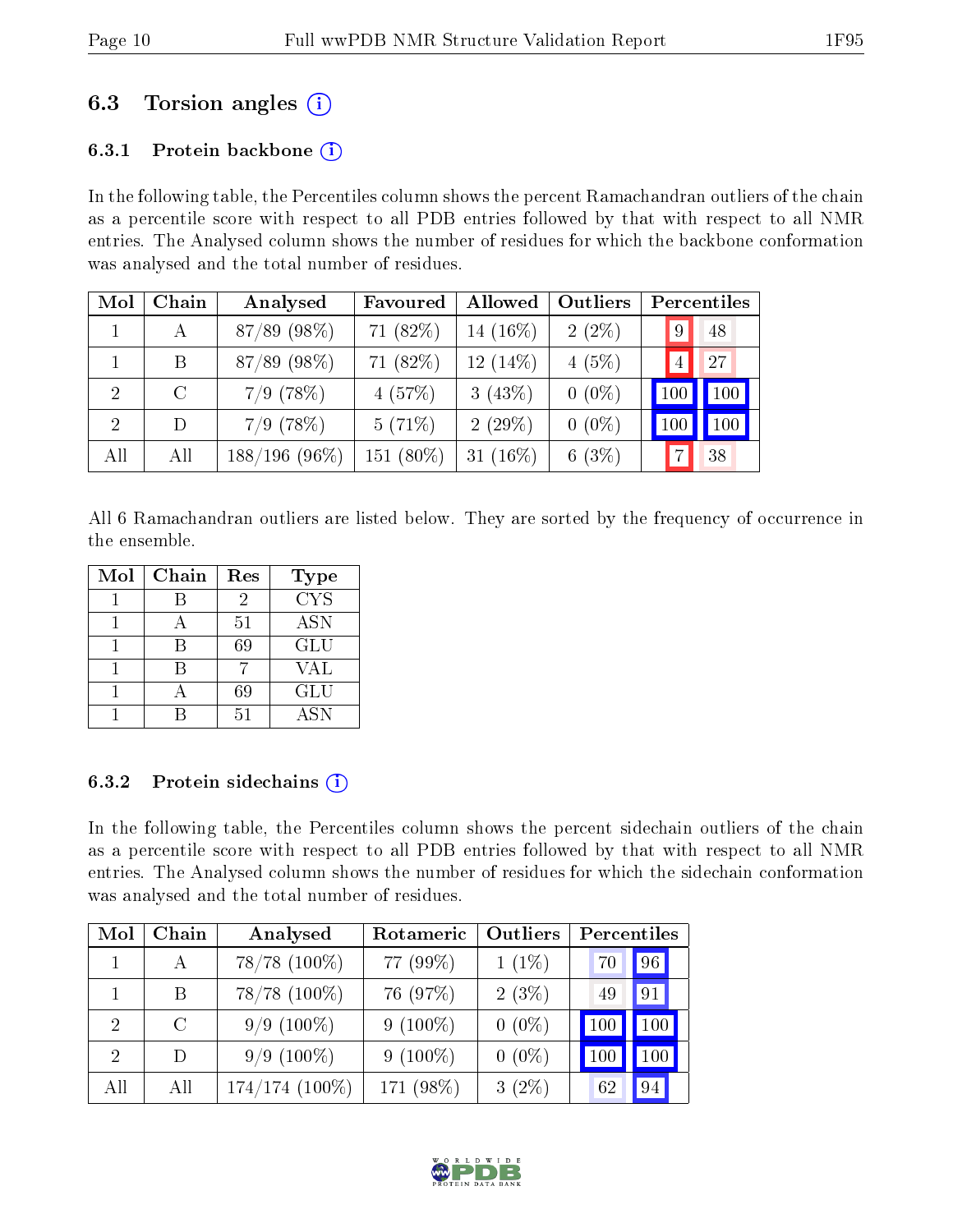## 6.3 Torsion angles (i)

### 6.3.1 Protein backbone (i)

In the following table, the Percentiles column shows the percent Ramachandran outliers of the chain as a percentile score with respect to all PDB entries followed by that with respect to all NMR entries. The Analysed column shows the number of residues for which the backbone conformation was analysed and the total number of residues.

| Mol | Chain | Analysed | Favoured | Allowed | Outliers | Percentiles | |
|---|---|---|---|---|---|---|---|
| 1 | A | 87/89 (98%) | 71 (82%) | 14 (16%) | 2 (2%) | 9 | 48 |
| 1 | B | 87/89 (98%) | 71 (82%) | 12 (14%) | 4 (5%) | 4 | 27 |
| 2 | C | 7/9 (78%) | 4 (57%) | 3 (43%) | 0 (0%) | 100 | 100 |
| 2 | D | 7/9 (78%) | 5 (71%) | 2 (29%) | 0 (0%) | 100 | 100 |
| All | All | 188/196 (96%) | 151 (80%) | 31 (16%) | 6 (3%) | 7 | 38 |

All 6 Ramachandran outliers are listed below. They are sorted by the frequency of occurrence in the ensemble.

| Mol | Chain | Res | Type |
|---|---|---|---|
| 1 | B | 2 | CYS |
| 1 | A | 51 | ASN |
| 1 | B | 69 | GLU |
| 1 | B | 7 | VAL |
| 1 | A | 69 | GLU |
| 1 | B | 51 | ASN |

### 6.3.2 Protein sidechains (i)

In the following table, the Percentiles column shows the percent sidechain outliers of the chain as a percentile score with respect to all PDB entries followed by that with respect to all NMR entries. The Analysed column shows the number of residues for which the sidechain conformation was analysed and the total number of residues.

| Mol | Chain | Analysed | Rotameric | Outliers | Percentiles | |
|---|---|---|---|---|---|---|
| 1 | A | 78/78 (100%) | 77 (99%) | 1 (1%) | 70 | 96 |
| 1 | B | 78/78 (100%) | 76 (97%) | 2 (3%) | 49 | 91 |
| 2 | C | 9/9 (100%) | 9 (100%) | 0 (0%) | 100 | 100 |
| 2 | D | 9/9 (100%) | 9 (100%) | 0 (0%) | 100 | 100 |
| All | All | 174/174 (100%) | 171 (98%) | 3 (2%) | 62 | 94 |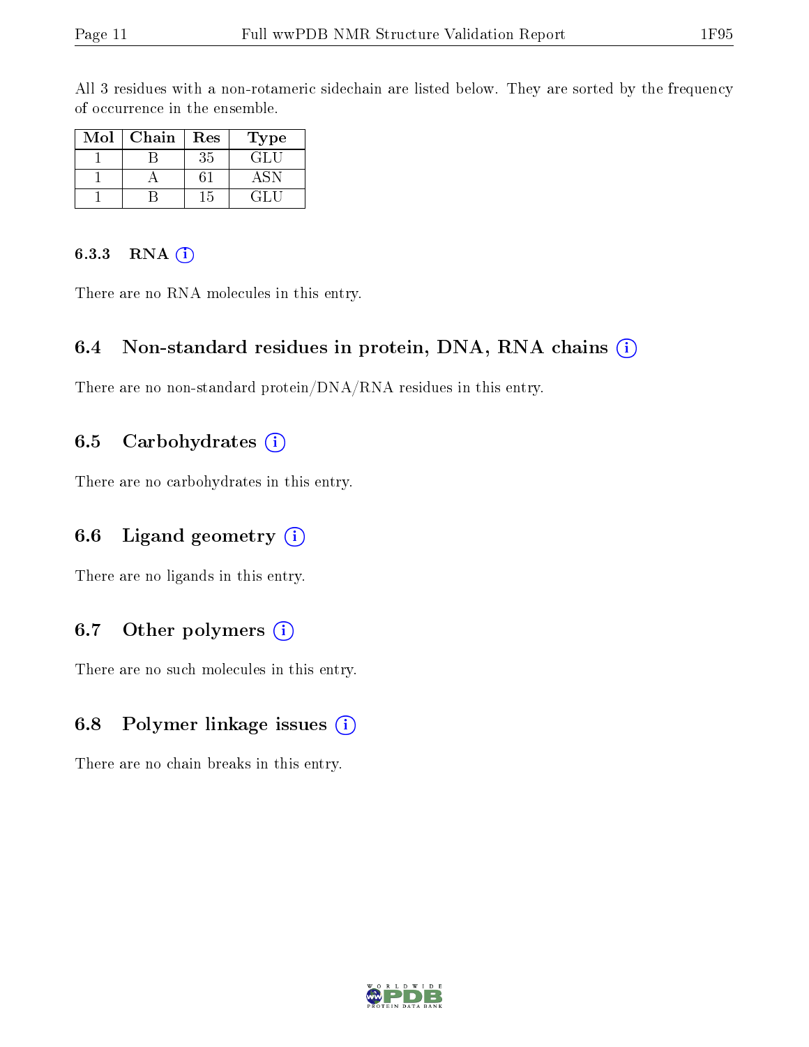All 3 residues with a non-rotameric sidechain are listed below. They are sorted by the frequency of occurrence in the ensemble.

| Mol | Chain | Res | Type |
|---|---|---|---|
| 1 | B | 35 | GLU |
| 1 | A | 61 | ASN |
| 1 | B | 15 | GLU |

#### 6.3.3 RNA

There are no RNA molecules in this entry.

### 6.4 Non-standard residues in protein, DNA, RNA chains

There are no non-standard protein/DNA/RNA residues in this entry.

### 6.5 Carbohydrates

There are no carbohydrates in this entry.

### 6.6 Ligand geometry

There are no ligands in this entry.

### 6.7 Other polymers

There are no such molecules in this entry.

### 6.8 Polymer linkage issues

There are no chain breaks in this entry.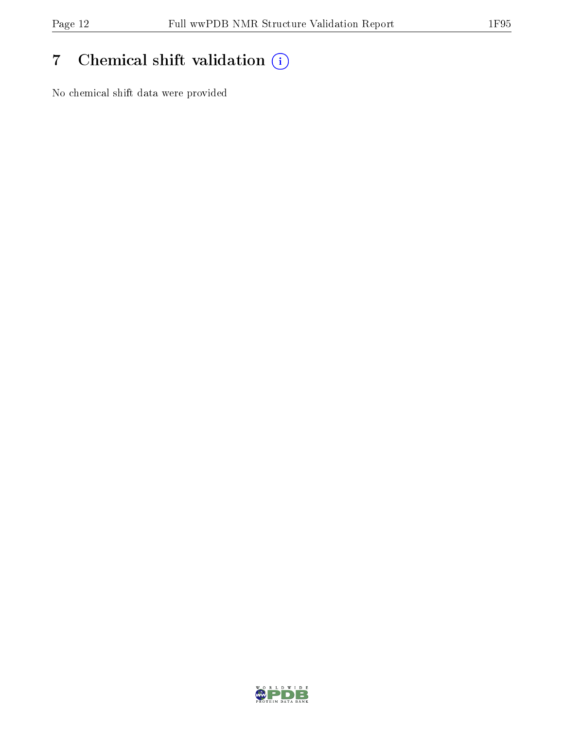# 7 Chemical shift validation

No chemical shift data were provided